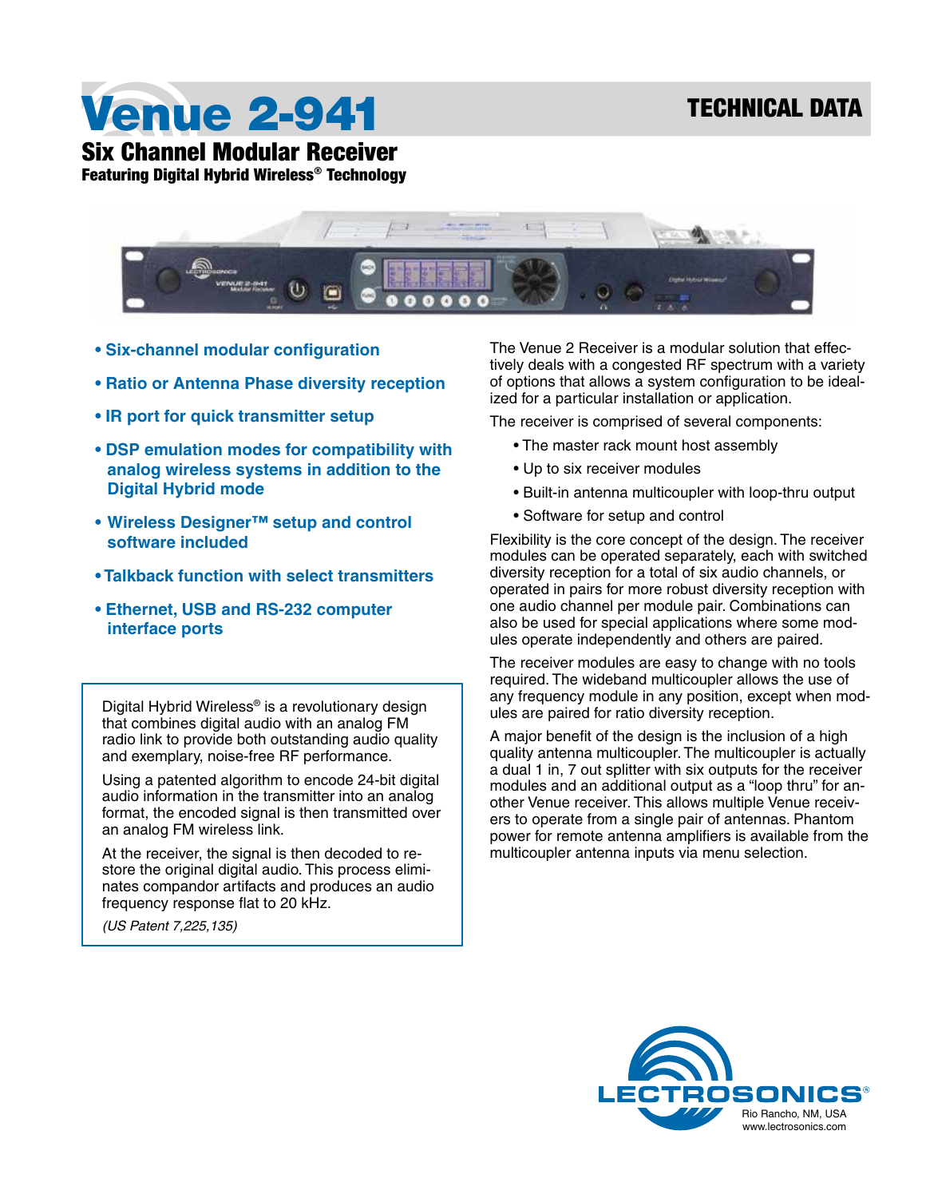# Venue 2-941

TECHNICAL DATA

## Six Channel Modular Receiver

**Featuring Digital Hybrid Wireless® Technology**

- **Six-channel modular configuration**
- **Ratio or Antenna Phase diversity reception**
- **IR port for quick transmitter setup**
- **DSP emulation modes for compatibility with analog wireless systems in addition to the Digital Hybrid mode**
- **Wireless Designer™ setup and control software included**
- **Talkback function with select transmitters**
- **Ethernet, USB and RS-232 computer interface ports**

Digital Hybrid Wireless® is a revolutionary design that combines digital audio with an analog FM radio link to provide both outstanding audio quality and exemplary, noise-free RF performance.

Using a patented algorithm to encode 24-bit digital audio information in the transmitter into an analog format, the encoded signal is then transmitted over an analog FM wireless link.

At the receiver, the signal is then decoded to restore the original digital audio. This process eliminates compandor artifacts and produces an audio frequency response flat to 20 kHz.

*(US Patent 7,225,135)*

The Venue 2 Receiver is a modular solution that effectively deals with a congested RF spectrum with a variety of options that allows a system configuration to be idealized for a particular installation or application.

The receiver is comprised of several components:

- The master rack mount host assembly
- Up to six receiver modules
- Built-in antenna multicoupler with loop-thru output
- Software for setup and control

Flexibility is the core concept of the design. The receiver modules can be operated separately, each with switched diversity reception for a total of six audio channels, or operated in pairs for more robust diversity reception with one audio channel per module pair. Combinations can also be used for special applications where some modules operate independently and others are paired.

The receiver modules are easy to change with no tools required. The wideband multicoupler allows the use of any frequency module in any position, except when modules are paired for ratio diversity reception.

A major benefit of the design is the inclusion of a high quality antenna multicoupler. The multicoupler is actually a dual 1 in, 7 out splitter with six outputs for the receiver modules and an additional output as a “loop thru” for another Venue receiver. This allows multiple Venue receivers to operate from a single pair of antennas. Phantom power for remote antenna amplifiers is available from the multicoupler antenna inputs via menu selection.

LECTROSONICS®
Rio Rancho, NM, USA
www.lectrosonics.com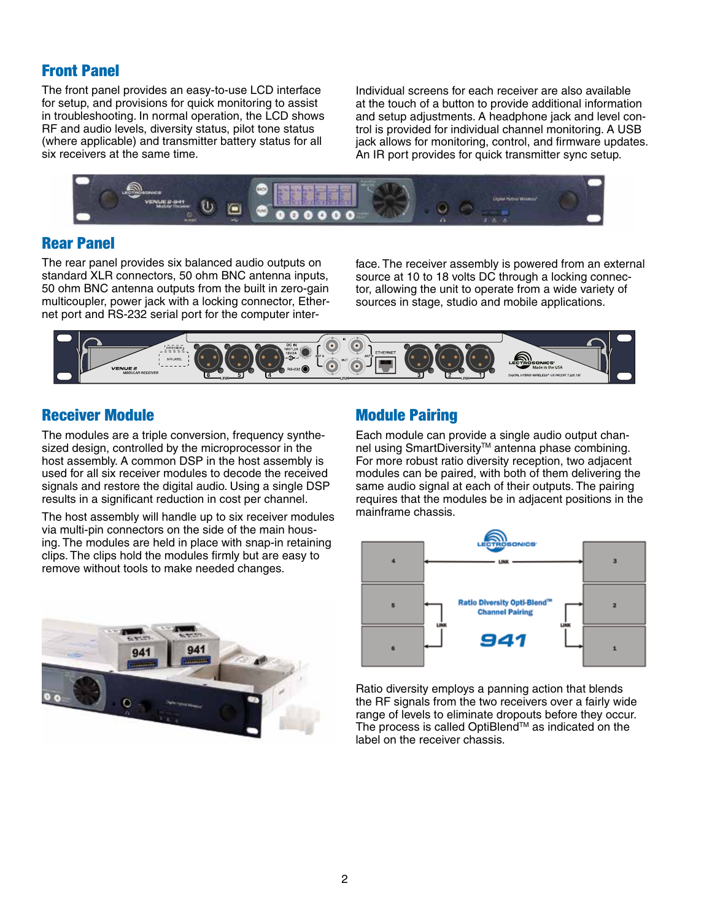## Front Panel

The front panel provides an easy-to-use LCD interface for setup, and provisions for quick monitoring to assist in troubleshooting. In normal operation, the LCD shows RF and audio levels, diversity status, pilot tone status (where applicable) and transmitter battery status for all six receivers at the same time.

Individual screens for each receiver are also available at the touch of a button to provide additional information and setup adjustments. A headphone jack and level control is provided for individual channel monitoring. A USB jack allows for monitoring, control, and firmware updates. An IR port provides for quick transmitter sync setup.

## Rear Panel

The rear panel provides six balanced audio outputs on standard XLR connectors, 50 ohm BNC antenna inputs, 50 ohm BNC antenna outputs from the built in zero-gain multicoupler, power jack with a locking connector, Ethernet port and RS-232 serial port for the computer interface. The receiver assembly is powered from an external source at 10 to 18 volts DC through a locking connector, allowing the unit to operate from a wide variety of sources in stage, studio and mobile applications.

## Receiver Module

The modules are a triple conversion, frequency synthesized design, controlled by the microprocessor in the host assembly. A common DSP in the host assembly is used for all six receiver modules to decode the received signals and restore the digital audio. Using a single DSP results in a significant reduction in cost per channel.

The host assembly will handle up to six receiver modules via multi-pin connectors on the side of the main housing. The modules are held in place with snap-in retaining clips. The clips hold the modules firmly but are easy to remove without tools to make needed changes.

## Module Pairing

Each module can provide a single audio output channel using SmartDiversity™ antenna phase combining. For more robust ratio diversity reception, two adjacent modules can be paired, with both of them delivering the same audio signal at each of their outputs. The pairing requires that the modules be in adjacent positions in the mainframe chassis.

Ratio diversity employs a panning action that blends the RF signals from the two receivers over a fairly wide range of levels to eliminate dropouts before they occur. The process is called OptiBlend™ as indicated on the label on the receiver chassis.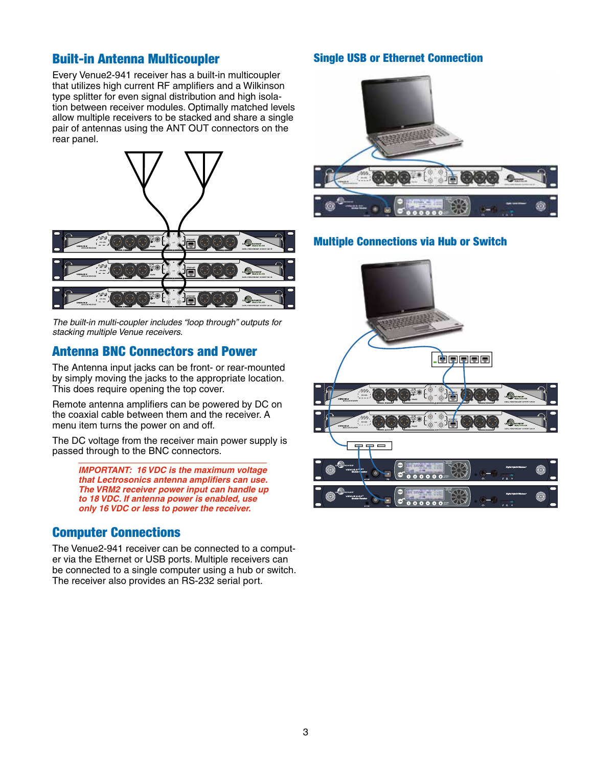## Built-in Antenna Multicoupler

Every Venue2-941 receiver has a built-in multicoupler that utilizes high current RF amplifiers and a Wilkinson type splitter for even signal distribution and high isolation between receiver modules. Optimally matched levels allow multiple receivers to be stacked and share a single pair of antennas using the ANT OUT connectors on the rear panel.

*The built-in multi-coupler includes "loop through" outputs for stacking multiple Venue receivers.*

## Antenna BNC Connectors and Power

The Antenna input jacks can be front- or rear-mounted by simply moving the jacks to the appropriate location. This does require opening the top cover.

Remote antenna amplifiers can be powered by DC on the coaxial cable between them and the receiver. A menu item turns the power on and off.

The DC voltage from the receiver main power supply is passed through to the BNC connectors.

***IMPORTANT: 16 VDC is the maximum voltage that Lectrosonics antenna amplifiers can use. The VRM2 receiver power input can handle up to 18 VDC. If antenna power is enabled, use only 16 VDC or less to power the receiver.***

## Computer Connections

The Venue2-941 receiver can be connected to a computer via the Ethernet or USB ports. Multiple receivers can be connected to a single computer using a hub or switch. The receiver also provides an RS-232 serial port.

## Single USB or Ethernet Connection

## Multiple Connections via Hub or Switch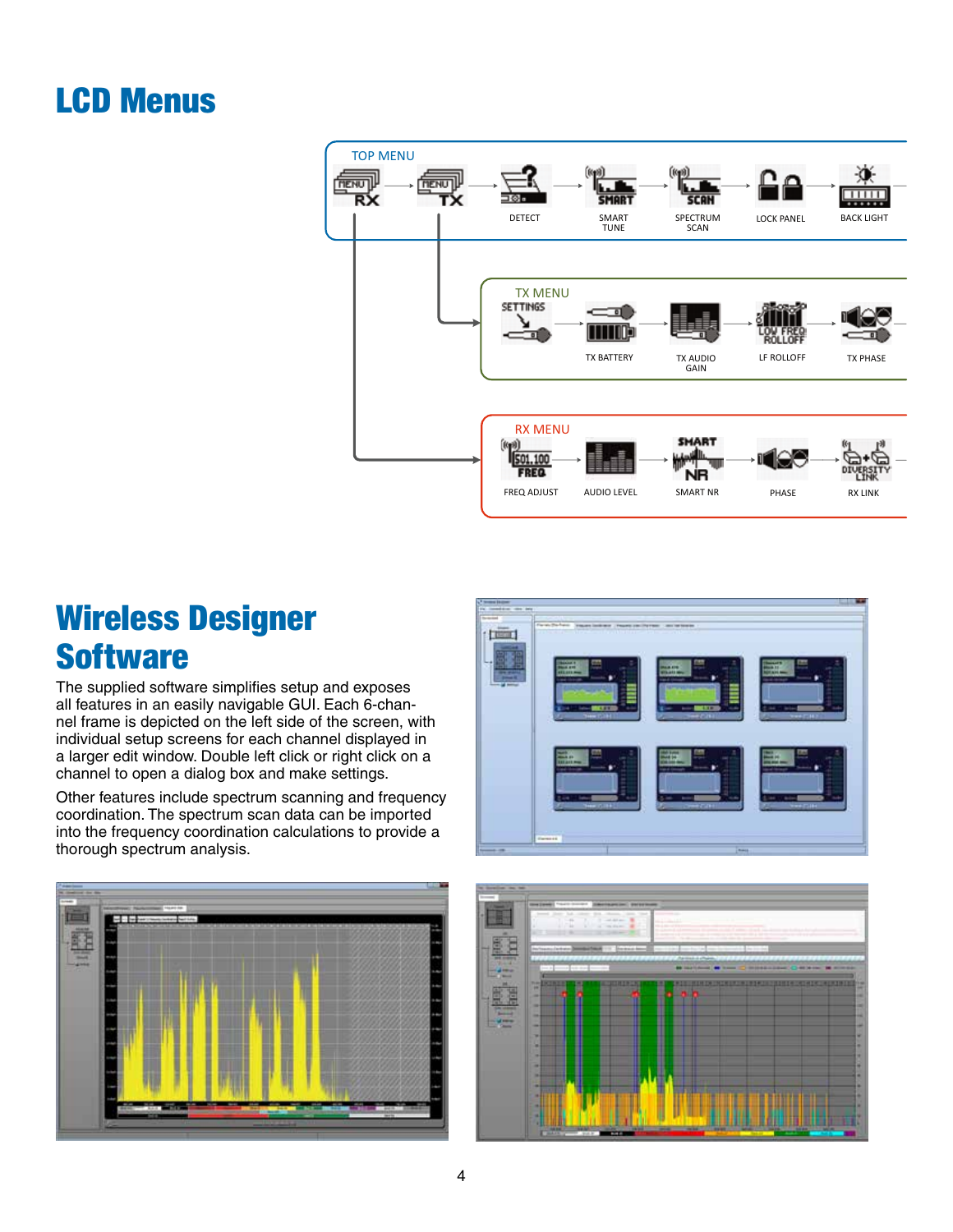# LCD Menus

TOP MENU

RX → TX → DETECT → SMART TUNE → SPECTRUM SCAN → LOCK PANEL → BACK LIGHT

TX MENU

SETTINGS → TX BATTERY → TX AUDIO GAIN → LF ROLLOFF → TX PHASE

RX MENU

FREQ ADJUST → AUDIO LEVEL → SMART NR → PHASE → RX LINK

# Wireless Designer Software

The supplied software simplifies setup and exposes all features in an easily navigable GUI. Each 6-channel frame is depicted on the left side of the screen, with individual setup screens for each channel displayed in a larger edit window. Double left click or right click on a channel to open a dialog box and make settings.

Other features include spectrum scanning and frequency coordination. The spectrum scan data can be imported into the frequency coordination calculations to provide a thorough spectrum analysis.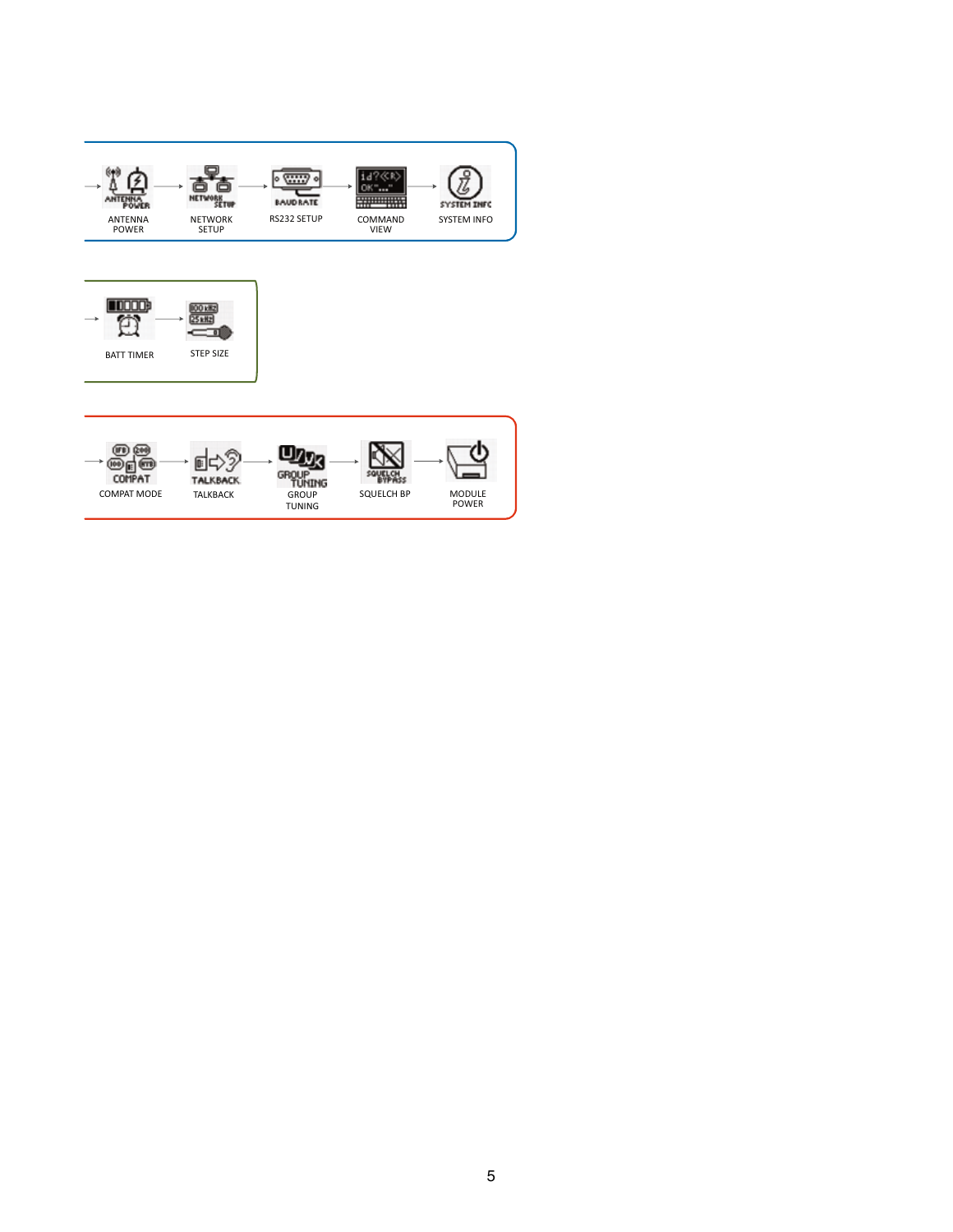ANTENNA POWER → NETWORK SETUP → RS232 SETUP → COMMAND VIEW → SYSTEM INFO

BATT TIMER → STEP SIZE

COMPAT MODE → TALKBACK → GROUP TUNING → SQUELCH BP → MODULE POWER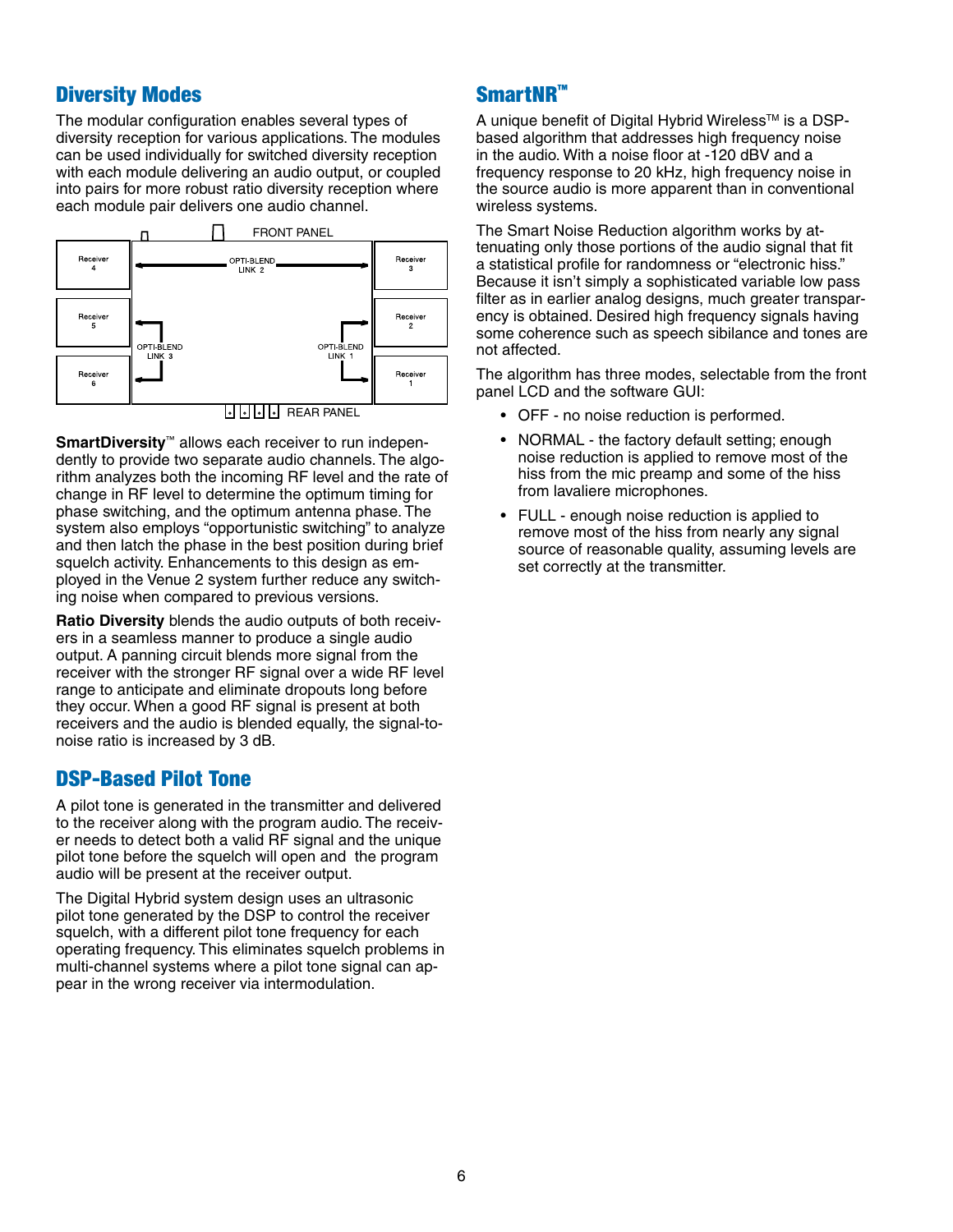## Diversity Modes

The modular configuration enables several types of diversity reception for various applications. The modules can be used individually for switched diversity reception with each module delivering an audio output, or coupled into pairs for more robust ratio diversity reception where each module pair delivers one audio channel.

**SmartDiversity**™ allows each receiver to run independently to provide two separate audio channels. The algorithm analyzes both the incoming RF level and the rate of change in RF level to determine the optimum timing for phase switching, and the optimum antenna phase. The system also employs "opportunistic switching" to analyze and then latch the phase in the best position during brief squelch activity. Enhancements to this design as employed in the Venue 2 system further reduce any switching noise when compared to previous versions.

**Ratio Diversity** blends the audio outputs of both receivers in a seamless manner to produce a single audio output. A panning circuit blends more signal from the receiver with the stronger RF signal over a wide RF level range to anticipate and eliminate dropouts long before they occur. When a good RF signal is present at both receivers and the audio is blended equally, the signal-to-noise ratio is increased by 3 dB.

## DSP-Based Pilot Tone

A pilot tone is generated in the transmitter and delivered to the receiver along with the program audio. The receiver needs to detect both a valid RF signal and the unique pilot tone before the squelch will open and the program audio will be present at the receiver output.

The Digital Hybrid system design uses an ultrasonic pilot tone generated by the DSP to control the receiver squelch, with a different pilot tone frequency for each operating frequency. This eliminates squelch problems in multi-channel systems where a pilot tone signal can appear in the wrong receiver via intermodulation.

## SmartNR™

A unique benefit of Digital Hybrid Wireless™ is a DSP-based algorithm that addresses high frequency noise in the audio. With a noise floor at -120 dBV and a frequency response to 20 kHz, high frequency noise in the source audio is more apparent than in conventional wireless systems.

The Smart Noise Reduction algorithm works by attenuating only those portions of the audio signal that fit a statistical profile for randomness or "electronic hiss." Because it isn't simply a sophisticated variable low pass filter as in earlier analog designs, much greater transparency is obtained. Desired high frequency signals having some coherence such as speech sibilance and tones are not affected.

The algorithm has three modes, selectable from the front panel LCD and the software GUI:

- OFF - no noise reduction is performed.
- NORMAL - the factory default setting; enough noise reduction is applied to remove most of the hiss from the mic preamp and some of the hiss from lavaliere microphones.
- FULL - enough noise reduction is applied to remove most of the hiss from nearly any signal source of reasonable quality, assuming levels are set correctly at the transmitter.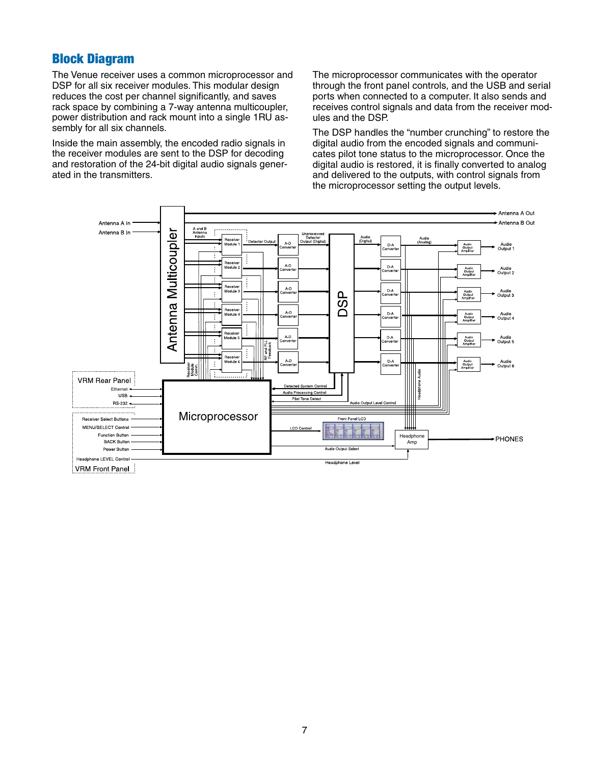## Block Diagram

The Venue receiver uses a common microprocessor and DSP for all six receiver modules. This modular design reduces the cost per channel significantly, and saves rack space by combining a 7-way antenna multicoupler, power distribution and rack mount into a single 1RU assembly for all six channels.

Inside the main assembly, the encoded radio signals in the receiver modules are sent to the DSP for decoding and restoration of the 24-bit digital audio signals generated in the transmitters.

The microprocessor communicates with the operator through the front panel controls, and the USB and serial ports when connected to a computer. It also sends and receives control signals and data from the receiver modules and the DSP.

The DSP handles the "number crunching" to restore the digital audio from the encoded signals and communicates pilot tone status to the microprocessor. Once the digital audio is restored, it is finally converted to analog and delivered to the outputs, with control signals from the microprocessor setting the output levels.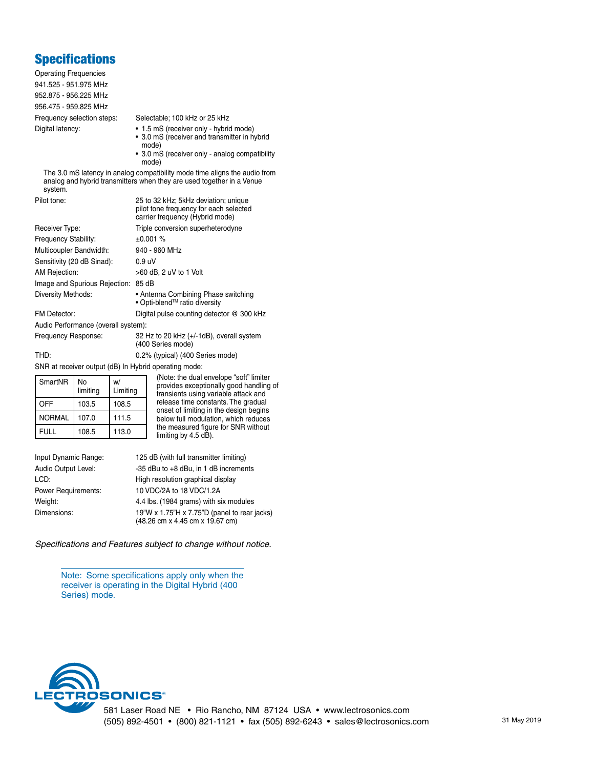# Specifications

Operating Frequencies
941.525 - 951.975 MHz
952.875 - 956.225 MHz
956.475 - 959.825 MHz

| | |
|---|---|
| Frequency selection steps: | Selectable; 100 kHz or 25 kHz |
| Digital latency: | • 1.5 mS (receiver only - hybrid mode)<br>• 3.0 mS (receiver and transmitter in hybrid mode)<br>• 3.0 mS (receiver only - analog compatibility mode) |

The 3.0 mS latency in analog compatibility mode time aligns the audio from analog and hybrid transmitters when they are used together in a Venue system.

| | |
|---|---|
| Pilot tone: | 25 to 32 kHz; 5kHz deviation; unique pilot tone frequency for each selected carrier frequency (Hybrid mode) |
| Receiver Type: | Triple conversion superheterodyne |
| Frequency Stability: | ±0.001 % |
| Multicoupler Bandwidth: | 940 - 960 MHz |
| Sensitivity (20 dB Sinad): | 0.9 uV |
| AM Rejection: | >60 dB, 2 uV to 1 Volt |
| Image and Spurious Rejection: | 85 dB |
| Diversity Methods: | • Antenna Combining Phase switching<br>• Opti-blend™ ratio diversity |
| FM Detector: | Digital pulse counting detector @ 300 kHz |

Audio Performance (overall system):

| | |
|---|---|
| Frequency Response: | 32 Hz to 20 kHz (+/-1dB), overall system (400 Series mode) |
| THD: | 0.2% (typical) (400 Series mode) |

SNR at receiver output (dB) In Hybrid operating mode:

| SmartNR | No limiting | w/ Limiting |
|---|---|---|
| OFF | 103.5 | 108.5 |
| NORMAL | 107.0 | 111.5 |
| FULL | 108.5 | 113.0 |

(Note: the dual envelope "soft" limiter provides exceptionally good handling of transients using variable attack and release time constants. The gradual onset of limiting in the design begins below full modulation, which reduces the measured figure for SNR without limiting by 4.5 dB).

| | |
|---|---|
| Input Dynamic Range: | 125 dB (with full transmitter limiting) |
| Audio Output Level: | -35 dBu to +8 dBu, in 1 dB increments |
| LCD: | High resolution graphical display |
| Power Requirements: | 10 VDC/2A to 18 VDC/1.2A |
| Weight: | 4.4 lbs. (1984 grams) with six modules |
| Dimensions: | 19"W x 1.75"H x 7.75"D (panel to rear jacks)<br>(48.26 cm x 4.45 cm x 19.67 cm) |

*Specifications and Features subject to change without notice.*

Note: Some specifications apply only when the receiver is operating in the Digital Hybrid (400 Series) mode.

LECTROSONICS®

581 Laser Road NE • Rio Rancho, NM 87124 USA • www.lectrosonics.com
(505) 892-4501 • (800) 821-1121 • fax (505) 892-6243 • sales@lectrosonics.com

31 May 2019